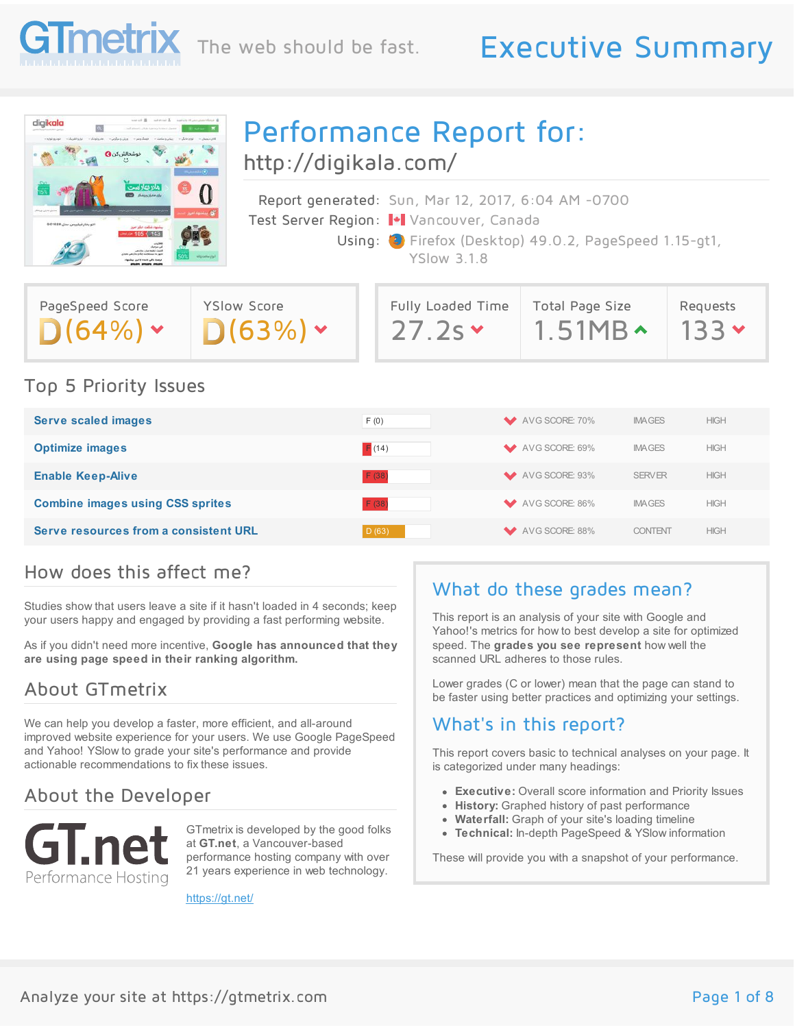# GTmetrix

The web should be fast.

# Executive Summary

## Performance Report for:

http://digikala.com/

| | |
|---|---|
| Report generated: | Sun, Mar 12, 2017, 6:04 AM -0700 |
| Test Server Region: | Vancouver, Canada |
| Using: | Firefox (Desktop) 49.0.2, PageSpeed 1.15-gt1, YSlow 3.1.8 |

| PageSpeed Score | YSlow Score | Fully Loaded Time | Total Page Size | Requests |
|---|---|---|---|---|
| D(64%) | D(63%) | 27.2s | 1.51MB | 133 |

## Top 5 Priority Issues

| Issue | Grade | Avg Score | Type | Priority |
|---|---|---|---|---|
| Serve scaled images | F (0) | AVG SCORE: 70% | IMAGES | HIGH |
| Optimize images | F (14) | AVG SCORE: 69% | IMAGES | HIGH |
| Enable Keep-Alive | F (38) | AVG SCORE: 93% | SERVER | HIGH |
| Combine images using CSS sprites | F (38) | AVG SCORE: 86% | IMAGES | HIGH |
| Serve resources from a consistent URL | D (63) | AVG SCORE: 88% | CONTENT | HIGH |

## How does this affect me?

Studies show that users leave a site if it hasn't loaded in 4 seconds; keep your users happy and engaged by providing a fast performing website.

As if you didn't need more incentive, **Google has announced that they are using page speed in their ranking algorithm.**

## About GTmetrix

We can help you develop a faster, more efficient, and all-around improved website experience for your users. We use Google PageSpeed and Yahoo! YSlow to grade your site's performance and provide actionable recommendations to fix these issues.

## About the Developer

GT.net Performance Hosting

GTmetrix is developed by the good folks at **GT.net**, a Vancouver-based performance hosting company with over 21 years experience in web technology.

https://gt.net/

## What do these grades mean?

This report is an analysis of your site with Google and Yahoo!'s metrics for how to best develop a site for optimized speed. The **grades you see represent** how well the scanned URL adheres to those rules.

Lower grades (C or lower) mean that the page can stand to be faster using better practices and optimizing your settings.

## What's in this report?

This report covers basic to technical analyses on your page. It is categorized under many headings:

- **Executive:** Overall score information and Priority Issues
- **History:** Graphed history of past performance
- **Waterfall:** Graph of your site's loading timeline
- **Technical:** In-depth PageSpeed & YSlow information

These will provide you with a snapshot of your performance.

Analyze your site at https://gtmetrix.com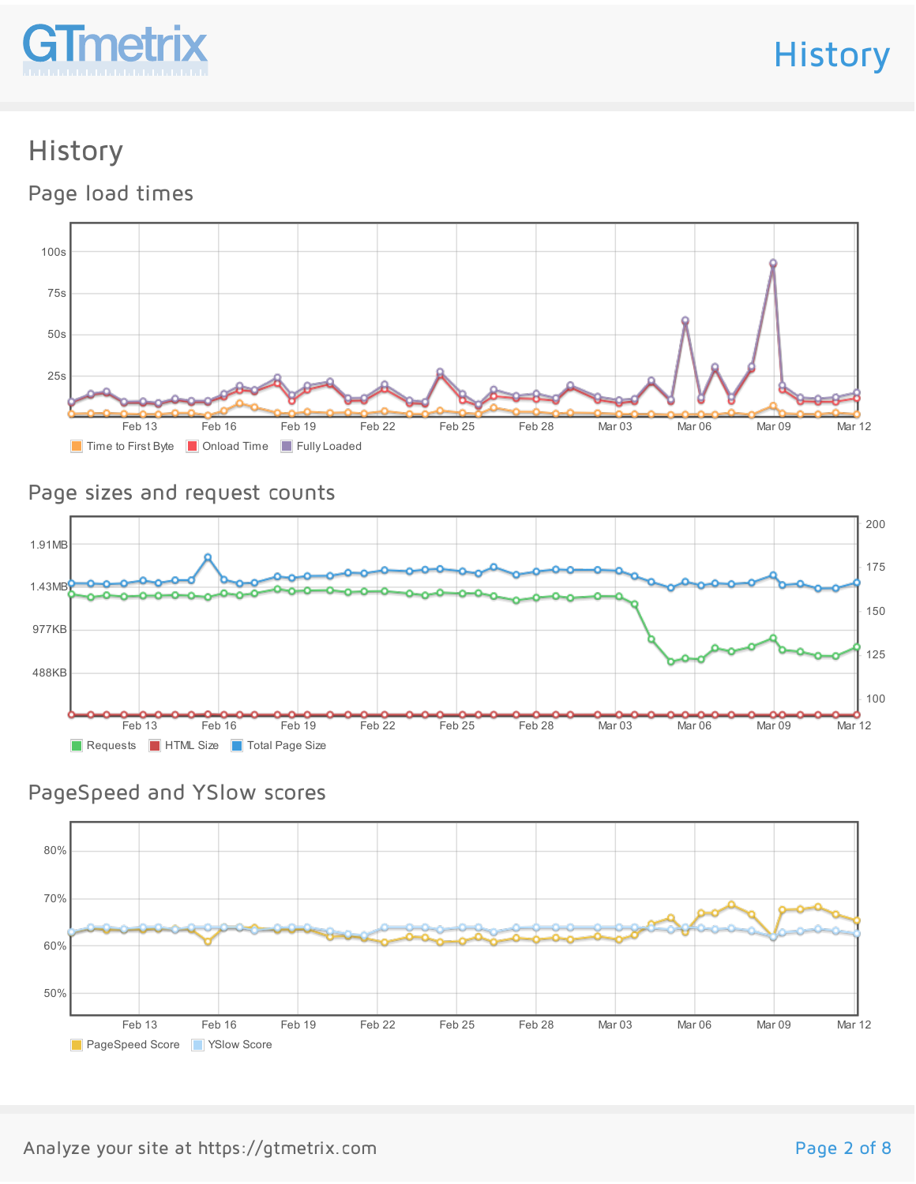# History

## Page load times

Time to First Byte · Onload Time · Fully Loaded

## Page sizes and request counts

Requests · HTML Size · Total Page Size

## PageSpeed and YSlow scores

PageSpeed Score · YSlow Score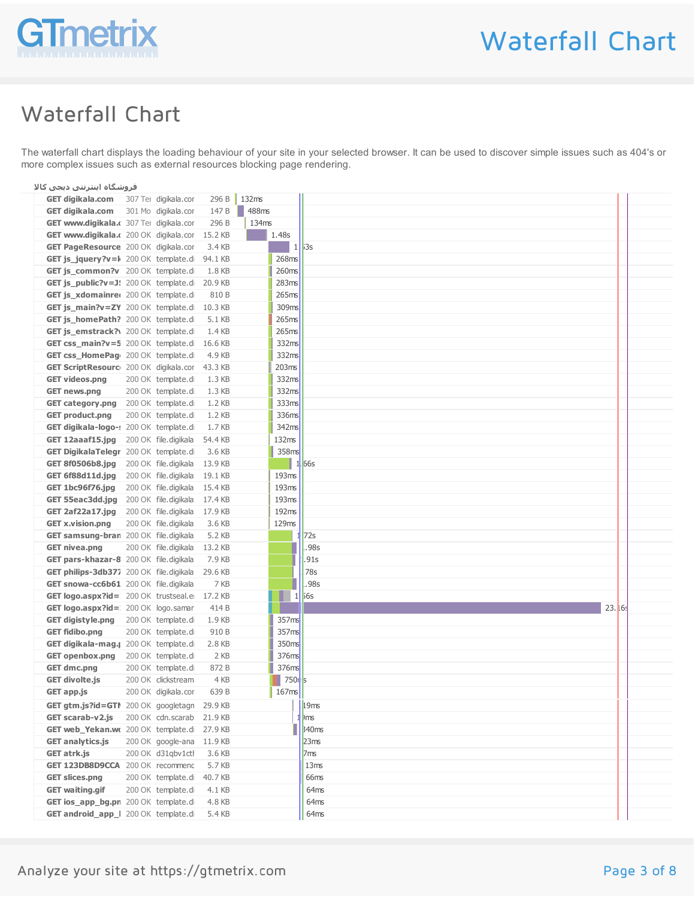# Waterfall Chart

The waterfall chart displays the loading behaviour of your site in your selected browser. It can be used to discover simple issues such as 404's or more complex issues such as external resources blocking page rendering.

فروشگاه اینترنتی دیجی کالا

| Request | Status | Domain | Size | Time |
|---|---|---|---|---|
| GET digikala.com | 307 Ter | digikala.cor | 296 B | 132ms |
| GET digikala.com | 301 Mo | digikala.cor | 147 B | 488ms |
| GET www.digikala.c | 307 Ter | digikala.cor | 296 B | 134ms |
| GET www.digikala.c | 200 OK | digikala.cor | 15.2 KB | 1.48s |
| GET PageResource | 200 OK | digikala.cor | 3.4 KB | 1.63s |
| GET js_jquery?v=k | 200 OK | template.di | 94.1 KB | 268ms |
| GET js_common?v | 200 OK | template.di | 1.8 KB | 260ms |
| GET js_public?v=J! | 200 OK | template.di | 20.9 KB | 283ms |
| GET js_xdomainre | 200 OK | template.di | 810 B | 265ms |
| GET js_main?v=ZY | 200 OK | template.di | 10.3 KB | 309ms |
| GET js_homePath? | 200 OK | template.di | 5.1 KB | 265ms |
| GET js_emstrack?v | 200 OK | template.di | 1.4 KB | 265ms |
| GET css_main?v=5 | 200 OK | template.di | 16.6 KB | 332ms |
| GET css_HomePag | 200 OK | template.di | 4.9 KB | 332ms |
| GET ScriptResourc | 200 OK | digikala.cor | 43.3 KB | 203ms |
| GET videos.png | 200 OK | template.di | 1.3 KB | 332ms |
| GET news.png | 200 OK | template.di | 1.3 KB | 332ms |
| GET category.png | 200 OK | template.di | 1.2 KB | 333ms |
| GET product.png | 200 OK | template.di | 1.2 KB | 336ms |
| GET digikala-logo-! | 200 OK | template.di | 1.7 KB | 342ms |
| GET 12aaaf15.jpg | 200 OK | file.digikala | 54.4 KB | 132ms |
| GET DigikalaTelegr | 200 OK | template.di | 3.6 KB | 358ms |
| GET 8f0506b8.jpg | 200 OK | file.digikala | 13.9 KB | 1.66s |
| GET 6f88d11d.jpg | 200 OK | file.digikala | 19.1 KB | 193ms |
| GET 1bc96f76.jpg | 200 OK | file.digikala | 15.4 KB | 193ms |
| GET 55eac3dd.jpg | 200 OK | file.digikala | 17.4 KB | 193ms |
| GET 2af22a17.jpg | 200 OK | file.digikala | 17.9 KB | 192ms |
| GET x.vision.png | 200 OK | file.digikala | 3.6 KB | 129ms |
| GET samsung-bran | 200 OK | file.digikala | 5.2 KB | 1.72s |
| GET nivea.png | 200 OK | file.digikala | 13.2 KB | 1.98s |
| GET pars-khazar-8 | 200 OK | file.digikala | 7.9 KB | 1.91s |
| GET philips-3db377 | 200 OK | file.digikala | 29.6 KB | 1.78s |
| GET snowa-cc6b61 | 200 OK | file.digikala | 7 KB | 1.98s |
| GET logo.aspx?id= | 200 OK | trustseal.e | 17.2 KB | 1.56s |
| GET logo.aspx?id= | 200 OK | logo.samar | 414 B | 23.16s |
| GET digistyle.png | 200 OK | template.di | 1.9 KB | 357ms |
| GET fidibo.png | 200 OK | template.di | 910 B | 357ms |
| GET digikala-mag.p | 200 OK | template.di | 2.8 KB | 350ms |
| GET openbox.png | 200 OK | template.di | 2 KB | 376ms |
| GET dmc.png | 200 OK | template.di | 872 B | 376ms |
| GET divolte.js | 200 OK | clickstream | 4 KB | 750ms |
| GET app.js | 200 OK | digikala.cor | 639 B | 167ms |
| GET gtm.js?id=GTI | 200 OK | googletagn | 29.9 KB | 19ms |
| GET scarab-v2.js | 200 OK | cdn.scarab | 21.9 KB | 10ms |
| GET web_Yekan.w | 200 OK | template.di | 27.9 KB | 340ms |
| GET analytics.js | 200 OK | google-ana | 11.9 KB | 23ms |
| GET atrk.js | 200 OK | d31qbv1ctl | 3.6 KB | 7ms |
| GET 123DB8D9CCA | 200 OK | recommenc | 5.7 KB | 13ms |
| GET slices.png | 200 OK | template.di | 40.7 KB | 66ms |
| GET waiting.gif | 200 OK | template.di | 4.1 KB | 64ms |
| GET ios_app_bg.pn | 200 OK | template.di | 4.8 KB | 64ms |
| GET android_app_ | 200 OK | template.di | 5.4 KB | 64ms |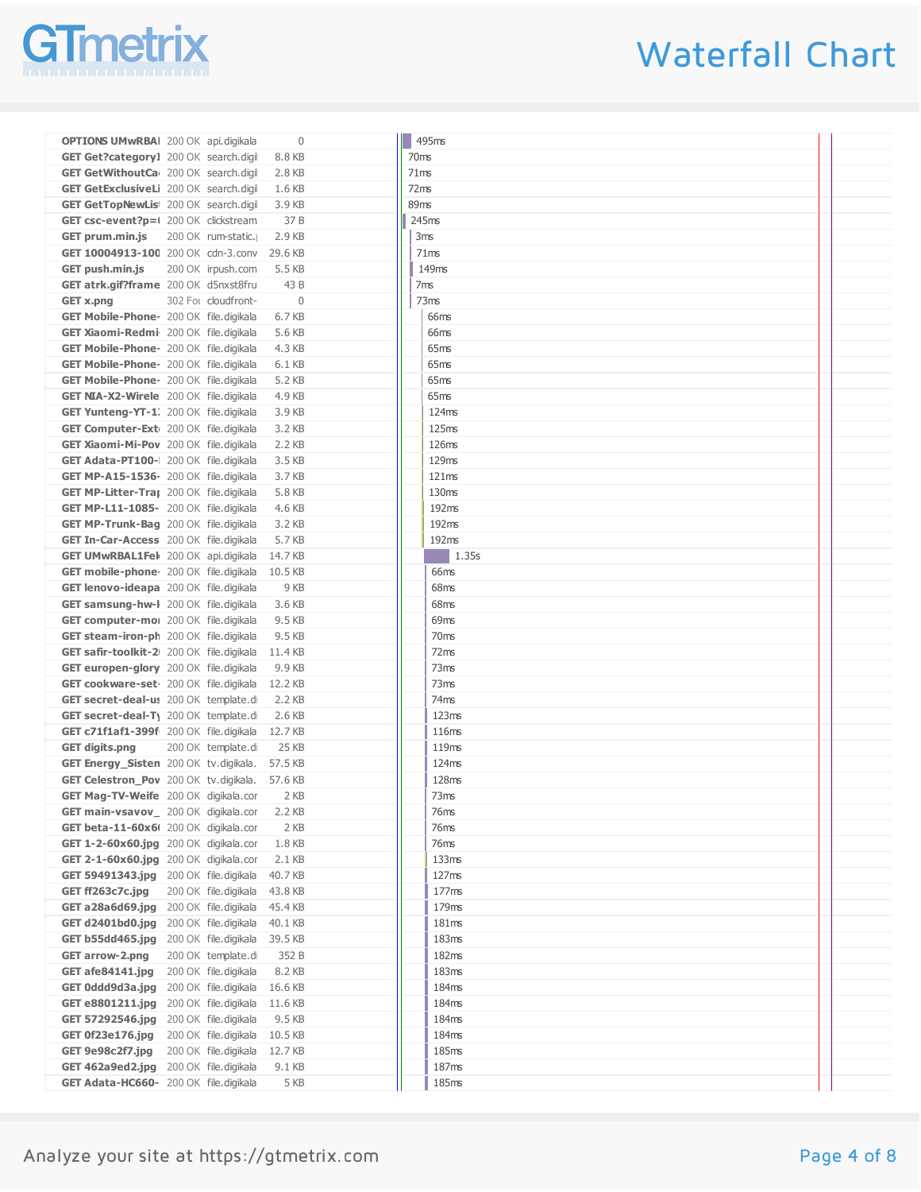| Request | Status | Domain | Size | Timeline |
|---|---|---|---|---|
| OPTIONS UMwRBAI | 200 OK | api.digikala | 0 | 495ms |
| GET Get?category1 | 200 OK | search.digil | 8.8 KB | 70ms |
| GET GetWithoutCa | 200 OK | search.digil | 2.8 KB | 71ms |
| GET GetExclusiveLi | 200 OK | search.digil | 1.6 KB | 72ms |
| GET GetTopNewList | 200 OK | search.digil | 3.9 KB | 89ms |
| GET csc-event?p=( | 200 OK | clickstream | 37 B | 245ms |
| GET prum.min.js | 200 OK | rum-static.j | 2.9 KB | 3ms |
| GET 10004913-100 | 200 OK | cdn-3.conv | 29.6 KB | 71ms |
| GET push.min.js | 200 OK | irpush.com | 5.5 KB | 149ms |
| GET atrk.gif?frame | 200 OK | d5nxst8fru | 43 B | 7ms |
| GET x.png | 302 Fou | cloudfront- | 0 | 73ms |
| GET Mobile-Phone- | 200 OK | file.digikala | 6.7 KB | 66ms |
| GET Xiaomi-Redmi- | 200 OK | file.digikala | 5.6 KB | 66ms |
| GET Mobile-Phone- | 200 OK | file.digikala | 4.3 KB | 65ms |
| GET Mobile-Phone- | 200 OK | file.digikala | 6.1 KB | 65ms |
| GET Mobile-Phone- | 200 OK | file.digikala | 5.2 KB | 65ms |
| GET NIA-X2-Wirele | 200 OK | file.digikala | 4.9 KB | 65ms |
| GET Yunteng-YT-1: | 200 OK | file.digikala | 3.9 KB | 124ms |
| GET Computer-Ext | 200 OK | file.digikala | 3.2 KB | 125ms |
| GET Xiaomi-Mi-Pov | 200 OK | file.digikala | 2.2 KB | 126ms |
| GET Adata-PT100-I | 200 OK | file.digikala | 3.5 KB | 129ms |
| GET MP-A15-1536- | 200 OK | file.digikala | 3.7 KB | 121ms |
| GET MP-Litter-Trap | 200 OK | file.digikala | 5.8 KB | 130ms |
| GET MP-L11-1085- | 200 OK | file.digikala | 4.6 KB | 192ms |
| GET MP-Trunk-Bag | 200 OK | file.digikala | 3.2 KB | 192ms |
| GET In-Car-Access | 200 OK | file.digikala | 5.7 KB | 192ms |
| GET UMwRBAL1Fel | 200 OK | api.digikala | 14.7 KB | 1.35s |
| GET mobile-phone- | 200 OK | file.digikala | 10.5 KB | 66ms |
| GET lenovo-ideapa | 200 OK | file.digikala | 9 KB | 68ms |
| GET samsung-hw-l | 200 OK | file.digikala | 3.6 KB | 68ms |
| GET computer-mo | 200 OK | file.digikala | 9.5 KB | 69ms |
| GET steam-iron-ph | 200 OK | file.digikala | 9.5 KB | 70ms |
| GET safir-toolkit-2 | 200 OK | file.digikala | 11.4 KB | 72ms |
| GET europen-glory | 200 OK | file.digikala | 9.9 KB | 73ms |
| GET cookware-set- | 200 OK | file.digikala | 12.2 KB | 73ms |
| GET secret-deal-us | 200 OK | template.di | 2.2 KB | 74ms |
| GET secret-deal-Ty | 200 OK | template.di | 2.6 KB | 123ms |
| GET c71f1af1-399f | 200 OK | file.digikala | 12.7 KB | 116ms |
| GET digits.png | 200 OK | template.di | 25 KB | 119ms |
| GET Energy_Sisten | 200 OK | tv.digikala. | 57.5 KB | 124ms |
| GET Celestron_Pov | 200 OK | tv.digikala. | 57.6 KB | 128ms |
| GET Mag-TV-Weife | 200 OK | digikala.cor | 2 KB | 73ms |
| GET main-vsavov_ | 200 OK | digikala.cor | 2.2 KB | 76ms |
| GET beta-11-60x60 | 200 OK | digikala.cor | 2 KB | 76ms |
| GET 1-2-60x60.jpg | 200 OK | digikala.cor | 1.8 KB | 76ms |
| GET 2-1-60x60.jpg | 200 OK | digikala.cor | 2.1 KB | 133ms |
| GET 59491343.jpg | 200 OK | file.digikala | 40.7 KB | 127ms |
| GET ff263c7c.jpg | 200 OK | file.digikala | 43.8 KB | 177ms |
| GET a28a6d69.jpg | 200 OK | file.digikala | 45.4 KB | 179ms |
| GET d2401bd0.jpg | 200 OK | file.digikala | 40.1 KB | 181ms |
| GET b55dd465.jpg | 200 OK | file.digikala | 39.5 KB | 183ms |
| GET arrow-2.png | 200 OK | template.di | 352 B | 182ms |
| GET afe84141.jpg | 200 OK | file.digikala | 8.2 KB | 183ms |
| GET 0ddd9d3a.jpg | 200 OK | file.digikala | 16.6 KB | 184ms |
| GET e8801211.jpg | 200 OK | file.digikala | 11.6 KB | 184ms |
| GET 57292546.jpg | 200 OK | file.digikala | 9.5 KB | 184ms |
| GET 0f23e176.jpg | 200 OK | file.digikala | 10.5 KB | 184ms |
| GET 9e98c2f7.jpg | 200 OK | file.digikala | 12.7 KB | 185ms |
| GET 462a9ed2.jpg | 200 OK | file.digikala | 9.1 KB | 187ms |
| GET Adata-HC660- | 200 OK | file.digikala | 5 KB | 185ms |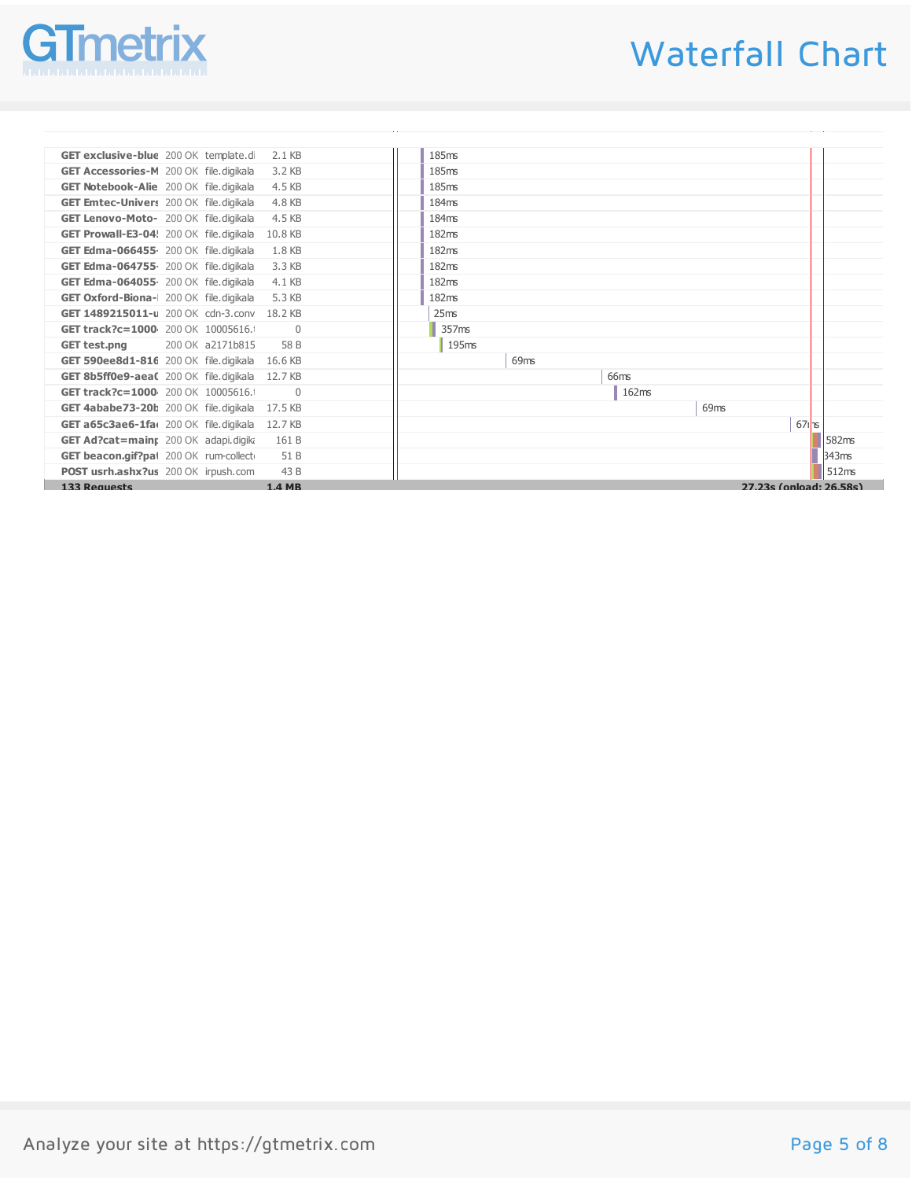# Waterfall Chart

| Request | Status | Domain | Size | Timeline |
|---|---|---|---|---|
| GET exclusive-blue | 200 OK | template.di | 2.1 KB | 185ms |
| GET Accessories-M | 200 OK | file.digikala | 3.2 KB | 185ms |
| GET Notebook-Alie | 200 OK | file.digikala | 4.5 KB | 185ms |
| GET Emtec-Univers | 200 OK | file.digikala | 4.8 KB | 184ms |
| GET Lenovo-Moto- | 200 OK | file.digikala | 4.5 KB | 184ms |
| GET Prowall-E3-04! | 200 OK | file.digikala | 10.8 KB | 182ms |
| GET Edma-066455- | 200 OK | file.digikala | 1.8 KB | 182ms |
| GET Edma-064755- | 200 OK | file.digikala | 3.3 KB | 182ms |
| GET Edma-064055- | 200 OK | file.digikala | 4.1 KB | 182ms |
| GET Oxford-Biona-| | 200 OK | file.digikala | 5.3 KB | 182ms |
| GET 1489215011-u | 200 OK | cdn-3.conv | 18.2 KB | 25ms |
| GET track?c=1000 | 200 OK | 10005616.t | 0 | 357ms |
| GET test.png | 200 OK | a2171b815 | 58 B | 195ms |
| GET 590ee8d1-816 | 200 OK | file.digikala | 16.6 KB | 69ms |
| GET 8b5ff0e9-aea0 | 200 OK | file.digikala | 12.7 KB | 66ms |
| GET track?c=1000 | 200 OK | 10005616.t | 0 | 162ms |
| GET 4ababe73-20b | 200 OK | file.digikala | 17.5 KB | 69ms |
| GET a65c3ae6-1fa | 200 OK | file.digikala | 12.7 KB | 67ms |
| GET Ad?cat=mainp | 200 OK | adapi.digika | 161 B | 582ms |
| GET beacon.gif?pat | 200 OK | rum-collect | 51 B | 343ms |
| POST usrh.ashx?us | 200 OK | irpush.com | 43 B | 512ms |
| 133 Requests | | | 1.4 MB | 27.23s (onload: 26.58s) |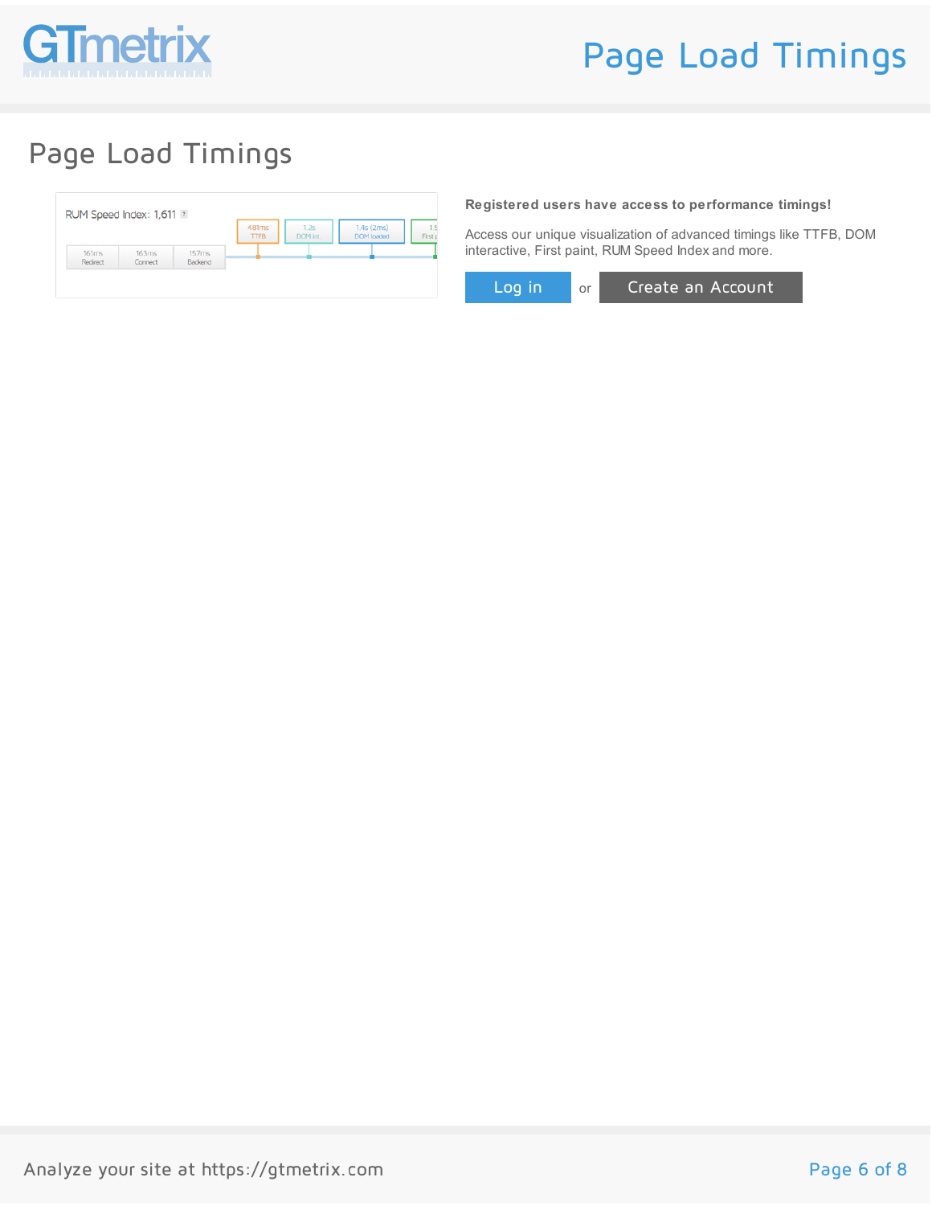# Page Load Timings

RUM Speed Index: 1,611

161ms Redirect | 163ms Connect | 157ms Backend | 481ms TTFB | 1.2s DOM int | 1.4s (2ms) DOM loaded | 1.5 First p

**Registered users have access to performance timings!**

Access our unique visualization of advanced timings like TTFB, DOM interactive, First paint, RUM Speed Index and more.

Log in or Create an Account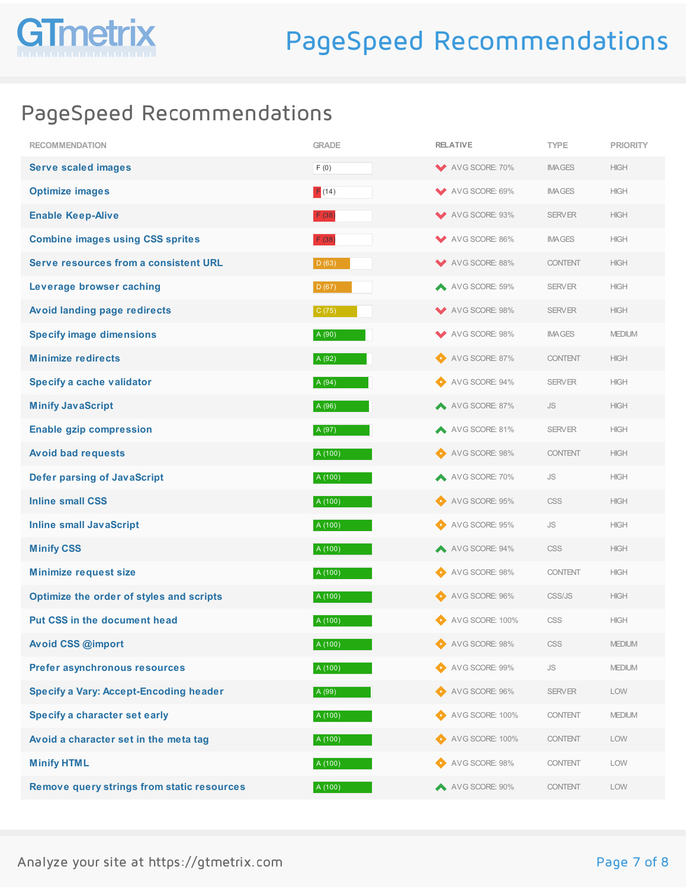# PageSpeed Recommendations

## PageSpeed Recommendations

| RECOMMENDATION | GRADE | RELATIVE | TYPE | PRIORITY |
|---|---|---|---|---|
| Serve scaled images | F (0) | AVG SCORE: 70% | IMAGES | HIGH |
| Optimize images | F (14) | AVG SCORE: 69% | IMAGES | HIGH |
| Enable Keep-Alive | F (38) | AVG SCORE: 93% | SERVER | HIGH |
| Combine images using CSS sprites | F (38) | AVG SCORE: 86% | IMAGES | HIGH |
| Serve resources from a consistent URL | D (63) | AVG SCORE: 88% | CONTENT | HIGH |
| Leverage browser caching | D (67) | AVG SCORE: 59% | SERVER | HIGH |
| Avoid landing page redirects | C (75) | AVG SCORE: 98% | SERVER | HIGH |
| Specify image dimensions | A (90) | AVG SCORE: 98% | IMAGES | MEDIUM |
| Minimize redirects | A (92) | AVG SCORE: 87% | CONTENT | HIGH |
| Specify a cache validator | A (94) | AVG SCORE: 94% | SERVER | HIGH |
| Minify JavaScript | A (96) | AVG SCORE: 87% | JS | HIGH |
| Enable gzip compression | A (97) | AVG SCORE: 81% | SERVER | HIGH |
| Avoid bad requests | A (100) | AVG SCORE: 98% | CONTENT | HIGH |
| Defer parsing of JavaScript | A (100) | AVG SCORE: 70% | JS | HIGH |
| Inline small CSS | A (100) | AVG SCORE: 95% | CSS | HIGH |
| Inline small JavaScript | A (100) | AVG SCORE: 95% | JS | HIGH |
| Minify CSS | A (100) | AVG SCORE: 94% | CSS | HIGH |
| Minimize request size | A (100) | AVG SCORE: 98% | CONTENT | HIGH |
| Optimize the order of styles and scripts | A (100) | AVG SCORE: 96% | CSS/JS | HIGH |
| Put CSS in the document head | A (100) | AVG SCORE: 100% | CSS | HIGH |
| Avoid CSS @import | A (100) | AVG SCORE: 98% | CSS | MEDIUM |
| Prefer asynchronous resources | A (100) | AVG SCORE: 99% | JS | MEDIUM |
| Specify a Vary: Accept-Encoding header | A (99) | AVG SCORE: 96% | SERVER | LOW |
| Specify a character set early | A (100) | AVG SCORE: 100% | CONTENT | MEDIUM |
| Avoid a character set in the meta tag | A (100) | AVG SCORE: 100% | CONTENT | LOW |
| Minify HTML | A (100) | AVG SCORE: 98% | CONTENT | LOW |
| Remove query strings from static resources | A (100) | AVG SCORE: 90% | CONTENT | LOW |

Analyze your site at https://gtmetrix.com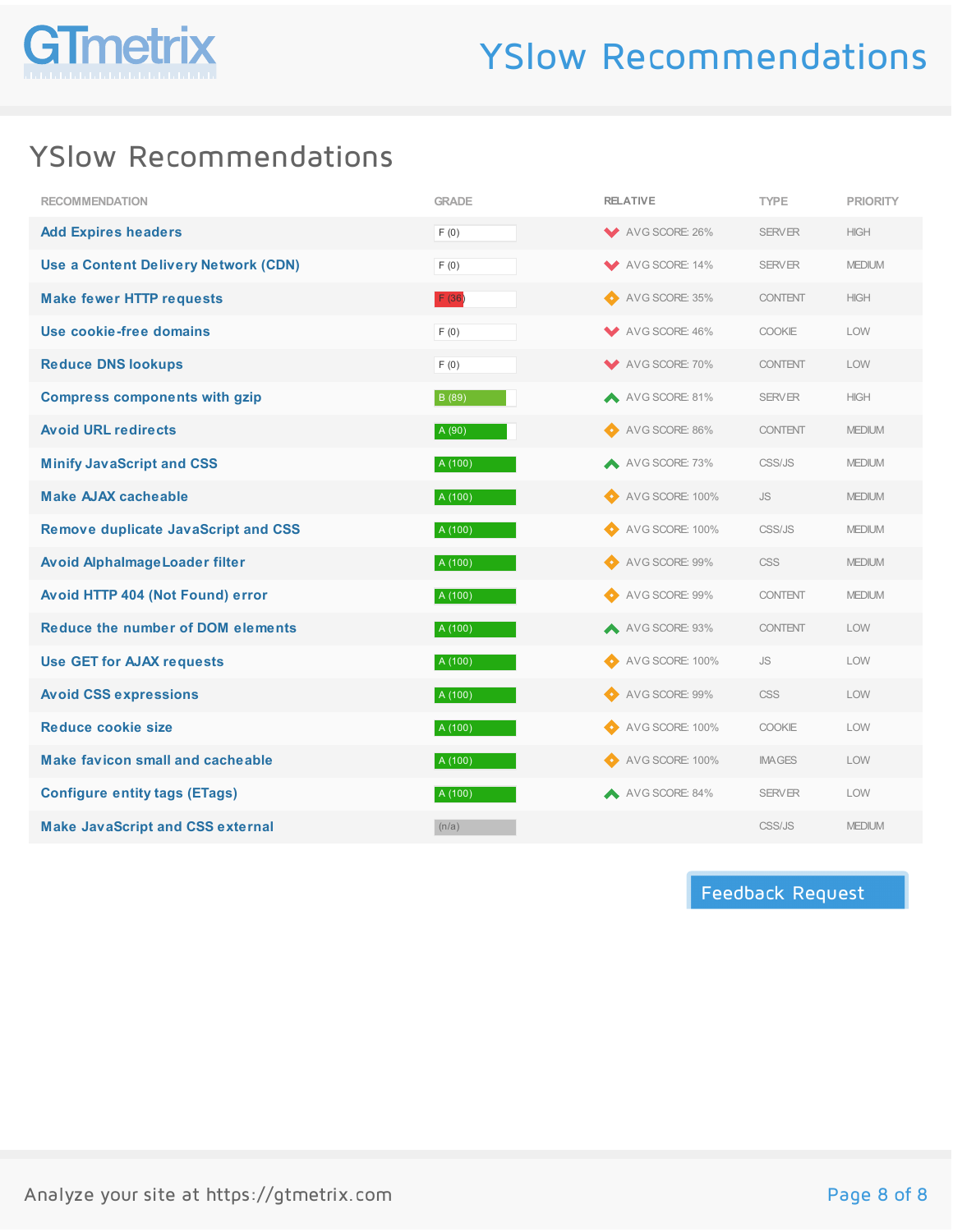## YSlow Recommendations

| RECOMMENDATION | GRADE | RELATIVE | TYPE | PRIORITY |
| --- | --- | --- | --- | --- |
| Add Expires headers | F (0) | AVG SCORE: 26% | SERVER | HIGH |
| Use a Content Delivery Network (CDN) | F (0) | AVG SCORE: 14% | SERVER | MEDIUM |
| Make fewer HTTP requests | F (36) | AVG SCORE: 35% | CONTENT | HIGH |
| Use cookie-free domains | F (0) | AVG SCORE: 46% | COOKIE | LOW |
| Reduce DNS lookups | F (0) | AVG SCORE: 70% | CONTENT | LOW |
| Compress components with gzip | B (89) | AVG SCORE: 81% | SERVER | HIGH |
| Avoid URL redirects | A (90) | AVG SCORE: 86% | CONTENT | MEDIUM |
| Minify JavaScript and CSS | A (100) | AVG SCORE: 73% | CSS/JS | MEDIUM |
| Make AJAX cacheable | A (100) | AVG SCORE: 100% | JS | MEDIUM |
| Remove duplicate JavaScript and CSS | A (100) | AVG SCORE: 100% | CSS/JS | MEDIUM |
| Avoid AlphaImageLoader filter | A (100) | AVG SCORE: 99% | CSS | MEDIUM |
| Avoid HTTP 404 (Not Found) error | A (100) | AVG SCORE: 99% | CONTENT | MEDIUM |
| Reduce the number of DOM elements | A (100) | AVG SCORE: 93% | CONTENT | LOW |
| Use GET for AJAX requests | A (100) | AVG SCORE: 100% | JS | LOW |
| Avoid CSS expressions | A (100) | AVG SCORE: 99% | CSS | LOW |
| Reduce cookie size | A (100) | AVG SCORE: 100% | COOKIE | LOW |
| Make favicon small and cacheable | A (100) | AVG SCORE: 100% | IMAGES | LOW |
| Configure entity tags (ETags) | A (100) | AVG SCORE: 84% | SERVER | LOW |
| Make JavaScript and CSS external | (n/a) | | CSS/JS | MEDIUM |

Feedback Request